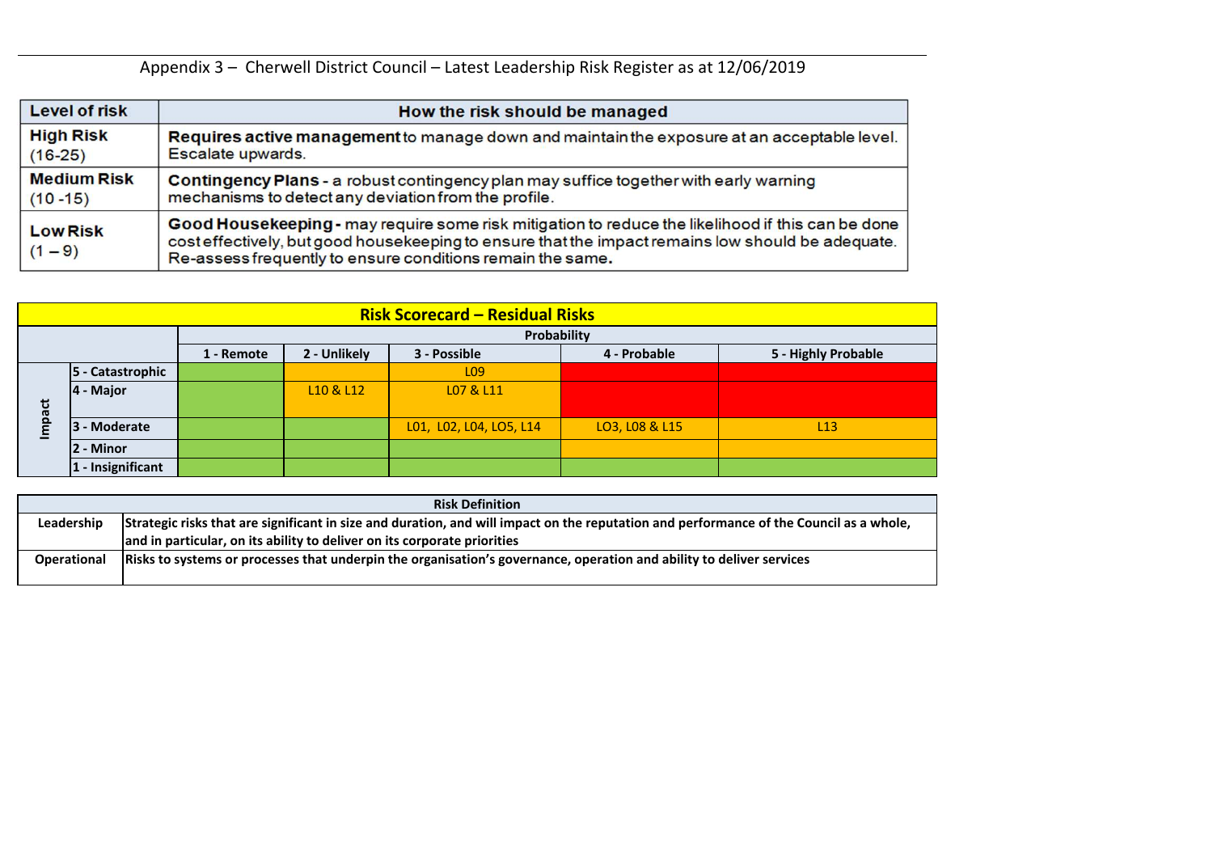Appendix 3 – Cherwell District Council – Latest Leadership Risk Register as at 12/06/2019

| Level of risk | How the risk should be managed |
|---|---|
| **High Risk** (16-25) | **Requires active management** to manage down and maintain the exposure at an acceptable level. Escalate upwards. |
| **Medium Risk** (10 -15) | **Contingency Plans** - a robust contingency plan may suffice together with early warning mechanisms to detect any deviation from the profile. |
| **Low Risk** (1 – 9) | **Good Housekeeping** - may require some risk mitigation to reduce the likelihood if this can be done cost effectively, but good housekeeping to ensure that the impact remains low should be adequate. Re-assess frequently to ensure conditions remain the same. |

**Risk Scorecard – Residual Risks**

| | | Probability | | | | |
|---|---|---|---|---|---|---|
| | | 1 - Remote | 2 - Unlikely | 3 - Possible | 4 - Probable | 5 - Highly Probable |
| Impact | 5 - Catastrophic | | | L09 | | |
| | 4 - Major | | L10 & L12 | L07 & L11 | | |
| | 3 - Moderate | | | L01, L02, L04, LO5, L14 | LO3, L08 & L15 | L13 |
| | 2 - Minor | | | | | |
| | 1 - Insignificant | | | | | |

| Risk Definition | |
|---|---|
| Leadership | Strategic risks that are significant in size and duration, and will impact on the reputation and performance of the Council as a whole, and in particular, on its ability to deliver on its corporate priorities |
| Operational | Risks to systems or processes that underpin the organisation's governance, operation and ability to deliver services |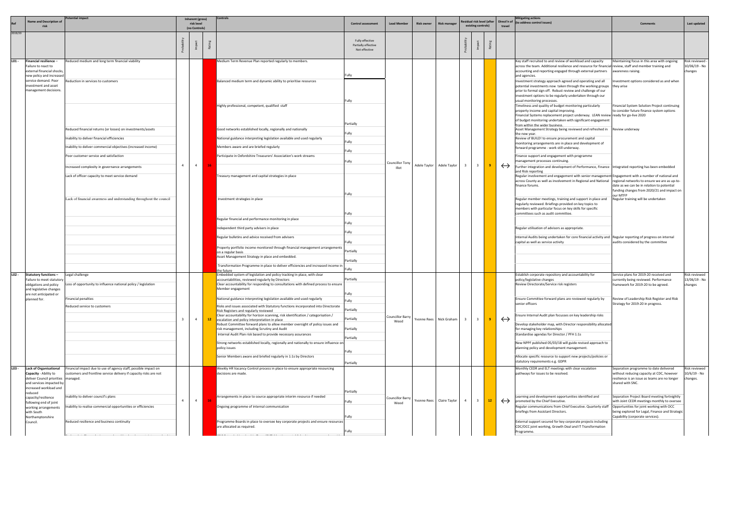| Ref | Name and Description of risk | Potential impact | Inherent (gross) risk level (no Controls) | | | Controls | Control assessment | Lead Member | Risk owner | Risk manager | Residual risk level (after existing controls) | | | Direct'n of travel | Mitigating actions (to address control issues) | Comments | Last updated |
|---|---|---|---|---|---|---|---|---|---|---|---|---|---|---|---|---|---|
| 2019/20 | | | Probability | Impact | Rating | | Fully effective Partially effective Not effective | | | | Probability | Impact | Rating | | | | |
| L01 - | **Financial resilience** – Failure to react to external financial shocks, new policy and increased service demand. Poor investment and asset management decisions. | Reduced medium and long term financial viability | 4 | 4 | 16 | Medium Term Revenue Plan reported regularly to members. | Fully | Councillor Tony Illot | Adele Taylor | Adele Taylor | 3 | 3 | 9 | ↔ | Key staff recruited to and review of workload and capacity across the team. Additional resilience and resource for financial accounting and reporting engaged through external partners and agencies. | Maintaining focus in this area with ongoing review, staff and member training and awareness raising. | Risk reviewed - 10/06/19 - No changes |
| | | Reduction in services to customers | | | | Balanced medium term and dynamic ability to prioritise resources | Fully | | | | | | | | Investment strategy approach agreed and operating and all potential investments now taken through the working groups prior to formal sign off. Robust review and challenge of our investment options to be regularly undertaken through our usual monitoring processes. | Investment options considered as and when they arise | |
| | | | | | | Highly professional, competent, qualified staff | Partially | | | | | | | | Timeliness and quality of budget monitoring particularly property income and capital improving. Financial Systems replacement project underway. LEAN review of budget monitoring undertaken with significant engagement from within the wider business. | Financial System Solution Project continuing to consider future finance system options ready for go-live 2020 | |
| | | Reduced financial returns (or losses) on investments/assets | | | | Good networks established locally, regionally and nationally | Fully | | | | | | | | Asset Management Strategy being reviewed and refreshed in the new year. | Review underway | |
| | | Inability to deliver financial efficiencies | | | | National guidance interpreting legislation available and used regularly | Fully | | | | | | | | Review of BUILD! to ensure procurement and capital monitoring arrangements are in place and development of forward programme - work still underway. | | |
| | | Inability to deliver commercial objectives (increased income) | | | | Members aware and are briefed regularly | Fully | | | | | | | | | | |
| | | Poor customer service and satisfaction | | | | Participate in Oxfordshire Treasurers' Association's work streams | Fully | | | | | | | | Finance support and engagement with programme management processes continuing. | | |
| | | Increased complexity in governance arrangements | | | | | | | | | | | | | Further integration and development of Performance, Finance and Risk reporting | Integrated reporting has been embedded | |
| | | Lack of officer capacity to meet service demand | | | | Treasury management and capital strategies in place | Fully | | | | | | | | Regular involvement and engagement with senior management across County as well as involvement in Regional and National finance forums. | Engagement with a number of national and regional networks to ensure we are as up-to-date as we can be in relation to potential funding changes from 2020/21 and impact on our MTFP | |
| | | Lack of financial awareness and understanding throughout the council | | | | Investment strategies in place | Fully | | | | | | | | Regular member meetings, training and support in place and regularly reviewed. Briefings provided on key topics to members with particular focus on key skills for specific committees such as audit committee. | Regular training will be undertaken | |
| | | | | | | Regular financial and performance monitoring in place | Fully | | | | | | | | | | |
| | | | | | | Independent third party advisers in place | Fully | | | | | | | | Regular utilisation of advisors as appropriate. | | |
| | | | | | | Regular bulletins and advice received from advisers | Fully | | | | | | | | Internal Audits being undertaken for core financial activity and capital as well as service activity | Regular reporting of progress on internal audits considered by the committee | |
| | | | | | | Property portfolio income monitored through financial management arrangements on a regular basis | Partially | | | | | | | | | | |
| | | | | | | Asset Management Strategy in place and embedded. | Partially | | | | | | | | | | |
| | | | | | | Transformation Programme in place to deliver efficiencies and increased income in the future | Fully | | | | | | | | | | |
| L02 - | **Statutory functions** – Failure to meet statutory obligations and policy and legislative changes are not anticipated or planned for. | Legal challenge | 3 | 4 | 12 | Embedded system of legislation and policy tracking In place, with clear accountabilities, reviewed regularly by Directors | Partially | Councillor Barry Wood | Yvonne Rees | Nick Graham | 3 | 3 | 9 | ↔ | Establish corporate repository and accountability for policy/legislative changes | Service plans for 2019-20 received and currently being reviewed. Performance framework for 2019-20 to be agreed. | Risk reviewed 13/06/19 - No changes |
| | | Loss of opportunity to influence national policy / legislation | | | | Clear accountability for responding to consultations with defined process to ensure Member engagement | Fully | | | | | | | | Review Directorate/Service risk registers | | |
| | | Financial penalties | | | | National guidance interpreting legislation available and used regularly | Fully | | | | | | | | Ensure Committee forward plans are reviewed regularly by senior officers | Review of Leadership Risk Register and Risk Strategy for 2019-20 in progress. | |
| | | Reduced service to customers | | | | Risks and issues associated with Statutory functions incorporated into Directorate Risk Registers and regularly reviewed | Partially | | | | | | | | | | |
| | | | | | | Clear accountability for horizon scanning, risk identification / categorisation / escalation and policy interpretation in place | Partially | | | | | | | | Ensure Internal Audit plan focusses on key leadership risks | | |
| | | | | | | Robust Committee forward plans to allow member oversight of policy issues and risk management, including Scrutiny and Audit | Partially | | | | | | | | Develop stakeholder map, with Director responsibility allocated for managing key relationships | | |
| | | | | | | Internal Audit Plan risk based to provide necessary assurances | Partially | | | | | | | | Standardise agendas for Director / PFH 1:1s | | |
| | | | | | | Strong networks established locally, regionally and nationally to ensure influence on policy issues | Fully | | | | | | | | New NPPF published 05/03/18 will guide revised approach to planning policy and development management. | | |
| | | | | | | Senior Members aware and briefed regularly in 1:1s by Directors | Partially | | | | | | | | Allocate specific resource to support new projects/policies or statutory requirements e.g. GDPR | | |
| L03 - | **Lack of Organisational Capacity** - Ability to deliver Council priorities and services impacted by increased workload and reduced capacity/resilience following end of joint working arrangements with South Northamptonshire Council. | Financial impact due to use of agency staff, possible impact on customers and frontline service delivery if capacity risks are not managed. | 4 | 4 | 16 | Weekly HR Vacancy Control process in place to ensure appropriate resourcing decisions are made. | Partially | Councillor Barry Wood | Yvonne Rees | Claire Taylor | 4 | 3 | 12 | ↔ | Monthly CEDR and ELT meetings with clear escalation pathways for issues to be resolved. | Separation programme to date delivered without reducing capacity at CDC, however resilience is an issue as teams are no longer shared with SNC. | Risk reviewed 10/6/19 - No changes. |
| | | Inability to deliver council's plans | | | | Arrangements in place to source appropriate interim resource if needed | Fully | | | | | | | | Learning and development opportunities identified and promoted by the Chief Executive. | Separation Project Board meeting fortnightly with Joint CEDR meetings monthly to oversee | |
| | | Inability to realise commercial opportunities or efficiencies | | | | Ongoing programme of internal communication | Fully | | | | | | | | Regular communications from Chief Executive. Quarterly staff briefings from Assistant Directors. | Opportunities for joint working with OCC being explored for Legal, Finance and Strategic Capability (corporate services). | |
| | | Reduced resilience and business continuity | | | | Programme Boards in place to oversee key corporate projects and ensure resources are allocated as required. | Fully | | | | | | | | External support secured for key corporate projects including CDC/OCC joint working, Growth Deal and IT Transformation Programme. | | |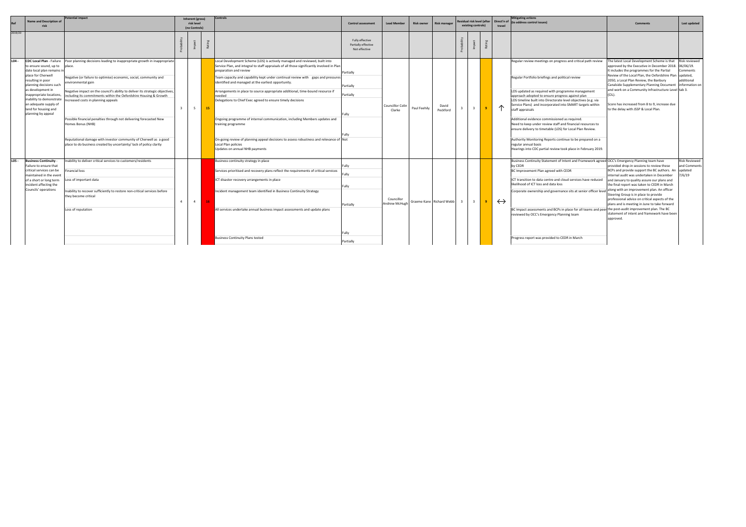| Ref | Name and Description of risk | Potential impact | Inherent (gross) risk level (no Controls) | | | Controls | Control assessment | Lead Member | Risk owner | Risk manager | Residual risk level (after existing controls) | | | Direct'n of travel | Mitigating actions (to address control issues) | Comments | Last updated |
|---|---|---|---|---|---|---|---|---|---|---|---|---|---|---|---|---|---|
| 2019/20 | | | Probability | Impact | Rating | | Fully effective Partially effective Not effective | | | | Probability | Impact | Rating | | | | |
| L04 - | **CDC Local Plan** - Failure to ensure sound, up to date local plan remains in place for Cherwell resulting in poor planning decisions such as development in inappropriate locations, inability to demonstrate an adequate supply of land for housing and planning by appeal | Poor planning decisions leading to inappropriate growth in inappropriate place.<br><br>Negative (or failure to optimise) economic, social, community and environmental gain<br><br>Negative impact on the council's ability to deliver its strategic objectives, including its commitments within the Oxfordshire Housing & Growth<br><br>Increased costs in planning appeals<br><br>Possible financial penalties through not delivering forecasted New Homes Bonus (NHB)<br><br>Reputational damage with investor community of Cherwell as a good place to do business created by uncertainty/ lack of policy clarity | 3 | 5 | 15 | Local Development Scheme (LDS) is actively managed and reviewed, built into Service Plan, and integral to staff appraisals of all those significantly involved in Plan preparation and review<br><br>Team capacity and capability kept under continual review with gaps and pressures identified and managed at the earliest opportunity.<br><br>Arrangements in place to source appropriate additional, time-bound resource if needed<br><br>Delegations to Chief Exec agreed to ensure timely decisions<br><br>Ongoing programme of internal communication, including Members updates and training programme<br><br>On-going review of planning appeal decisions to assess robustness and relevance of Local Plan policies<br><br>Updates on annual NHB payments | Partially<br><br>Partially<br><br>Partially<br><br>Fully<br><br>Fully<br><br>Not | Councillor Colin Clarke | Paul Feehily | David Peckford | 3 | 3 | 9 | ↑ | Regular review meetings on progress and critical path review<br><br>Regular Portfolio briefings and political review<br><br>LDS updated as required with programme management approach adopted to ensure progress against plan<br><br>LDS timeline built into Directorate level objectives (e.g. via Service Plans) and incorporated into SMART targets within staff appraisals<br><br>Additional evidence commissioned as required.<br>Need to keep under review staff and financial resources to ensure delivery to timetable (LDS) for Local Plan Review.<br><br>Authority Monitoring Reports continue to be prepared on a regular annual basis<br>Hearings into CDC partial review took place in February 2019. | The latest Local Development Scheme is that approved by the Executive in December 2018. It includes the programmes for the Partial Review of the Local Plan, the Oxfordshire Plan 2050, a Local Plan Review, the Banbury Canalside Supplementary Planning Document and work on a Community Infrastructure Levy (CIL).<br><br>Score has increased from 8 to 9, increase due to the delay with JSSP & Local Plan. | Risk reviewed 06/06/19. Comments updated, additional information on tab 3. |
| L05 - | **Business Continuity** - Failure to ensure that critical services can be maintained in the event of a short or long term incident affecting the Councils' operations | Inability to deliver critical services to customers/residents<br><br>Financial loss<br><br>Loss of important data<br><br>Inability to recover sufficiently to restore non-critical services before they become critical<br><br>Loss of reputation | 4 | 4 | 16 | Business continuity strategy in place<br><br>Services prioritised and recovery plans reflect the requirements of critical services<br><br>ICT disaster recovery arrangements in place<br><br>Incident management team identified in Business Continuity Strategy<br><br>All services undertake annual business impact assessments and update plans<br><br>Business Continuity Plans tested | Fully<br><br>Fully<br><br>Fully<br><br>Partially<br><br>Fully<br><br>Partially | Councillor Andrew McHugh | Graeme Kane | Richard Webb | 3 | 3 | 9 | ↔ | Business Continuity Statement of Intent and Framework agreed by CEDR<br>BC Improvement Plan agreed with CEDR<br><br>ICT transition to data centre and cloud services have reduced likelihood of ICT loss and data loss<br><br>Corporate ownership and governance sits at senior officer level<br><br>BC Impact assessments and BCPs in place for all teams and peer reviewed by OCC's Emergency Planning team<br><br>Progress report was provided to CEDR in March | OCC's Emergency Planning team have provided drop-in sessions to review these BCPs and provide support the BC authors. An internal audit was undertaken in December and January to quality assure our plans and the final report was taken to CEDR in March along with an improvement plan. An officer Steering Group is in place to provide professional advice on critical aspects of the plans and is meeting in June to take forward the post-audit improvement plan. The BC statement of intent and framework have been approved. | Risk Reviewed and Comments updated 7/6/19 |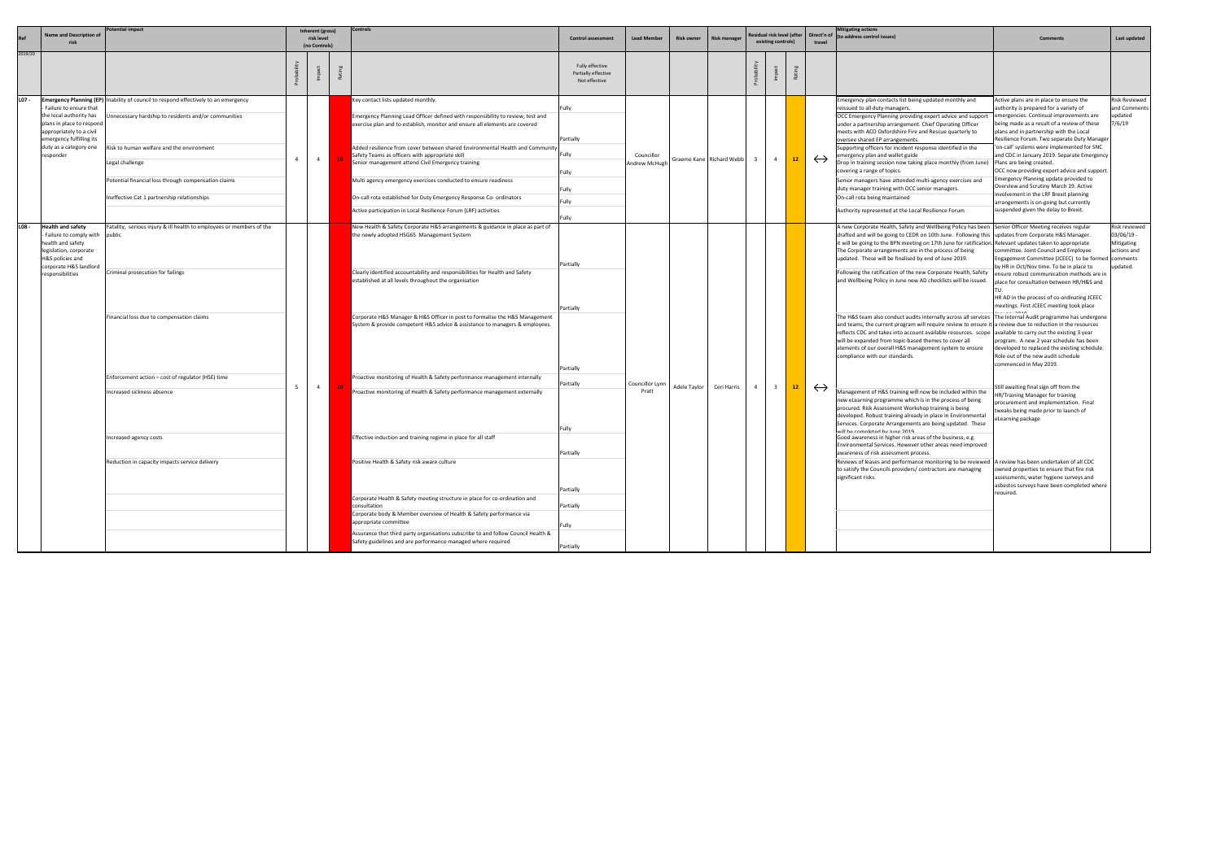| Ref | Name and Description of risk | Potential impact | Inherent (gross) risk level (no Controls) | | | Controls | Control assessment | Lead Member | Risk owner | Risk manager | Residual risk level (after existing controls) | | | Direct'n of travel | Mitigating actions (to address control issues) | Comments | Last updated |
|---|---|---|---|---|---|---|---|---|---|---|---|---|---|---|---|---|---|
| 2019/20 | | | Probability | Impact | Rating | | Fully effective Partially effective Not effective | | | | Probability | Impact | Rating | | | | |
| L07 - | **Emergency Planning (EP)** - Failure to ensure that the local authority has plans in place to respond appropriately to a civil emergency fulfilling its duty as a category one responder | Inability of council to respond effectively to an emergency<br>Unnecessary hardship to residents and/or communities<br>Risk to human welfare and the environment<br>Legal challenge<br>Potential financial loss through compensation claims<br>Ineffective Cat 1 partnership relationships | 4 | 4 | 16 | Key contact lists updated monthly.<br>Emergency Planning Lead Officer defined with responsibility to review, test and exercise plan and to establish, monitor and ensure all elements are covered<br>Added resilience from cover between shared Environmental Health and Community Safety Teams as officers with appropriate skill<br>Senior management attend Civil Emergency training<br>Multi agency emergency exercises conducted to ensure readiness<br>On-call rota established for Duty Emergency Response Co- ordinators<br>Active participation in Local Resilience Forum (LRF) activities | Fully<br>Partially<br>Fully<br>Fully<br>Fully<br>Fully<br>Fully | Councillor Andrew McHugh | Graeme Kane | Richard Webb | 3 | 4 | 12 | ↔ | Emergency plan contacts list being updated monthly and reissued to all duty managers.<br>OCC Emergency Planning providing expert advice and support under a partnership arrangement. Chief Operating Officer meets with ACO Oxfordshire Fire and Rescue quarterly to oversee shared EP arrangements.<br>Supporting officers for incident response identified in the emergency plan and wallet guide<br>Drop in training session now taking place monthly (from June) covering a range of topics.<br>Senior managers have attended multi-agency exercises and duty manager training with OCC senior managers.<br>On-call rota being maintained<br>Authority represented at the Local Resilience Forum | Active plans are in place to ensure the authority is prepared for a variety of emergencies. Continual improvements are being made as a result of a review of these plans and in partnership with the Local Resilience Forum. Two separate Duty Manager 'on-call' systems were implemented for SNC and CDC in January 2019. Separate Emergency Plans are being created.<br>OCC now providing expert advice and support. Emergency Planning update provided to Overview and Scrutiny March 19. Active involvement in the LRF Brexit planning arrangements is on-going but currently suspended given the delay to Brexit. | Risk Reviewed and Comments updated 7/6/19 |
| L08 - | **Health and safety** - Failure to comply with health and safety legislation, corporate H&S policies and corporate H&S landlord responsibilities | Fatality, serious injury & ill health to employees or members of the public<br>Criminal prosecution for failings<br>Financial loss due to compensation claims<br>Enforcement action – cost of regulator (HSE) time<br>Increased sickness absence<br>Increased agency costs<br>Reduction in capacity impacts service delivery | 5 | 4 | 20 | New Health & Safety Corporate H&S arrangements & guidance in place as part of the newly adopted HSG65 Management System<br>Clearly identified accountability and responsibilities for Health and Safety established at all levels throughout the organisation<br>Corporate H&S Manager & H&S Officer in post to formalise the H&S Management System & provide competent H&S advice & assistance to managers & employees.<br>Proactive monitoring of Health & Safety performance management internally<br>Proactive monitoring of Health & Safety performance management externally<br>Effective induction and training regime in place for all staff<br>Positive Health & Safety risk aware culture<br>Corporate Health & Safety meeting structure in place for co-ordination and consultation<br>Corporate body & Member overview of Health & Safety performance via appropriate committee<br>Assurance that third party organisations subscribe to and follow Council Health & Safety guidelines and are performance managed where required | Partially<br>Partially<br>Partially<br>Partially<br>Fully<br>Partially<br>Partially<br>Partially<br>Fully<br>Partially | Councillor Lynn Pratt | Adele Taylor | Ceri Harris | 4 | 3 | 12 | ↔ | A new Corporate Health, Safety and Wellbeing Policy has been drafted and will be going to CEDR on 10th June. Following this it will be going to the BPN meeting on 17th June for ratification. The Corporate arrangements are in the process of being updated. These will be finalised by end of June 2019.<br>Following the ratification of the new Corporate Health, Safety and Wellbeing Policy in June new AD checklists will be issued.<br>The H&S team also conduct audits internally across all services and teams, the current program will require review to ensure it reflects CDC and takes into account available resources. scope will be expanded from topic-based themes to cover all elements of our overall H&S management system to ensure compliance with our standards.<br>Management of H&S training will now be included within the new eLearning programme which is in the process of being procured. Risk Assessment Workshop training is being developed. Robust training already in place in Environmental Services. Corporate Arrangements are being updated. These will be completed by June 2019.<br>Good awareness in higher risk areas of the business, e.g. Environmental Services. However other areas need improved awareness of risk assessment process.<br>Reviews of leases and performance monitoring to be reviewed to satisfy the Councils providers/ contractors are managing significant risks. | Senior Officer Meeting receives regular updates from Corporate H&S Manager. Relevant updates taken to appropriate committee. Joint Council and Employee Engagement Committee (JCEEC) to be formed by HR in Oct/Nov time. To be in place to ensure robust communication methods are in place for consultation between HR/H&S and TU.<br>HR AD in the process of co-ordinating JCEEC meetings. First JCEEC meeting took place January 2019.<br>The Internal Audit programme has undergone a review due to reduction in the resources available to carry out the existing 3 year program. A new 2 year schedule has been developed to replaced the existing schedule. Role out of the new audit schedule commenced in May 2019.<br>Still awaiting final sign off from the HR/Training Manager for training procurement and implementation. Final tweaks being made prior to launch of eLearning package<br>A review has been undertaken of all CDC owned properties to ensure that fire risk assessments, water hygiene surveys and asbestos surveys have been completed where required. | Risk reviewed 03/06/19 - Mitigating actions and comments updated. |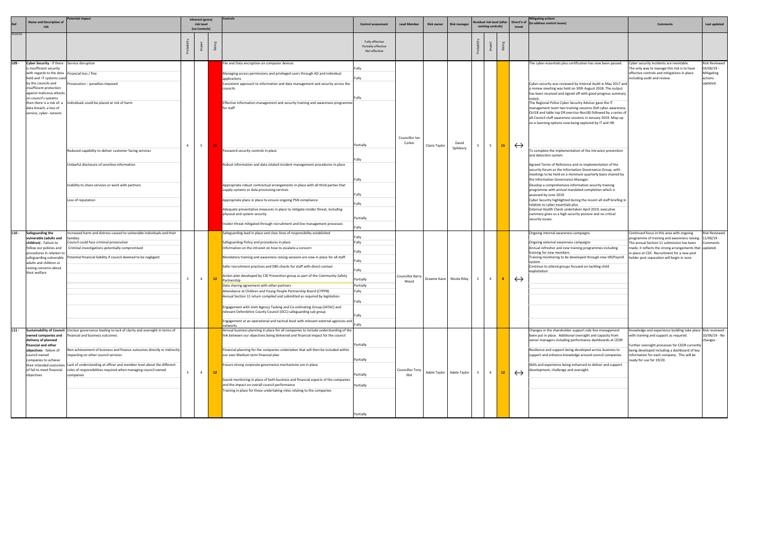| Ref | Name and Description of risk | Potential impact | Inherent (gross) risk level (no Controls) | | | Controls | Control assessment | Lead Member | Risk owner | Risk manager | Residual risk level (after existing controls) | | | Direct'n of travel | Mitigating actions (to address control issues) | Comments | Last updated |
|---|---|---|---|---|---|---|---|---|---|---|---|---|---|---|---|---|---|
| 2019/20 | | | Probability | Impact | Rating | | Fully effective Partially effective Not effective | | | | Probability | Impact | Rating | | | | |
| L09 - | **Cyber Security** - If there is insufficient security with regards to the data held and IT systems used by the councils and insufficient protection against malicious attacks on council's systems then there is a risk of: a data breach, a loss of service, cyber- ransom. | Service disruption<br>Financial loss / fine<br>Prosecution – penalties imposed<br>Individuals could be placed at risk of harm<br>Reduced capability to deliver customer facing services<br>Unlawful disclosure of sensitive information<br>Inability to share services or work with partners<br>Loss of reputation | 4 | 5 | 20 | File and Data encryption on computer devices<br>Managing access permissions and privileged users through AD and individual applications<br>Consistent approach to information and data management and security across the councils<br>Effective information management and security training and awareness programme for staff<br>Password security controls in place<br>Robust information and data related incident management procedures in place<br>Appropriate robust contractual arrangements in place with all third parties that supply systems or data processing services<br>Appropriate plans in place to ensure ongoing PSN compliance<br>Adequate preventative measures in place to mitigate insider threat, including physical and system security<br>Insider threat mitigated through recruitment and line management processes | Fully<br>Fully<br>Fully<br>Partially<br>Fully<br>Fully<br>Fully<br>Fully<br>Partially<br>Fully | Councillor Ian Corkin | Claire Taylor | David Spilsbury | 3 | 5 | 15 | ↔ | The cyber-essentials plus certification has now been passed.<br>Cyber-security was reviewed by Internal Audit in May 2017 and a review meeting was held on 30th August 2018. The output has been received and signed off with good progress summary noted.<br>The Regional Police Cyber Security Advisor gave the IT management team two training sessions (full cyber awareness Oct18 and table top DR exercise Nov18) followed by a series of all-Council staff awareness sessions in January 2019. Mop-up on e-learning options now being explored by IT and HR.<br>To complete the implementation of the intrusion prevention and detection system.<br>Agreed Terms of Reference and re-implementation of the security forum as the Information Governance Group, with meetings to be held on a minimum quarterly basis chaired by the Information Governance Manager.<br>Develop a comprehensive information security training programme with annual mandated completion which is assessed by June 2019.<br>Cyber Security highlighted during the recent all staff briefing in relation to cyber essentials plus<br>External Health Check undertaken April 2019, executive summary gives us a high security posture and no critical security issues. | Cyber security incidents are inevitable. The only way to manage this risk is to have effective controls and mitigations in place including audit and review. | Risk Reviewed 03/06/19 - Mitigating actions updated. |
| L10 - | **Safeguarding the vulnerable (adults and children)** - Failure to follow our policies and procedures in relation to safeguarding vulnerable adults and children or raising concerns about their welfare | Increased harm and distress caused to vulnerable individuals and their families<br>Council could face criminal prosecution<br>Criminal investigations potentially compromised<br>Potential financial liability if council deemed to be negligent | 3 | 4 | 12 | Safeguarding lead in place and clear lines of responsibility established<br>Safeguarding Policy and procedures in place<br>Information on the intranet on how to escalate a concern<br>Mandatory training and awareness raising sessions are now in place for all staff.<br>Safer recruitment practices and DBS checks for staff with direct contact<br>Action plan developed by CSE Prevention group as part of the Community Safety Partnership<br>Data sharing agreement with other partners<br>Attendance at Children and Young People Partnership Board (CYPPB)<br>Annual Section 11 return compiled and submitted as required by legislation.<br>Engagement with Joint Agency Tasking and Co-ordinating Group (JATAC) and relevant Oxfordshire County Council (OCC) safeguarding sub group<br>Engagement at an operational and tactical level with relevant external agencies and networks | Fully<br>Fully<br>Fully<br>Fully<br>Fully<br>Partially<br>Partially<br>Fully<br>Fully<br>Fully<br>Fully | Councillor Barry Wood | Graeme Kane | Nicola Riley | 2 | 4 | 8 | ↔ | Ongoing internal awareness campaigns<br>Ongoing external awareness campaigns<br>Annual refresher and new training programmes including training for new members<br>Training monitoring to be developed through new HR/Payroll system<br>Continue to attend groups focused on tackling child exploitation | Continued focus in this area with ongoing programme of training and awareness raising. The annual Section 11 submission has been made; it reflects the strong arrangements that in place at CDC. Recruitment for a new post holder post separation will begin in June. | Risk Reviewed 11/06/19 - Comments updated. |
| L11 - | **Sustainability of Council owned companies and delivery of planned financial and other objectives** - failure of council owned companies to achieve their intended outcomes of fail to meet financial objectives | Unclear governance leading to lack of clarity and oversight in terms of financial and business outcomes<br>Non achievement of business and finance outcomes directly or indirectly impacting on other council services<br>Lack of understanding at officer and member level about the different roles of responsibilities required when managing council owned companies | 3 | 4 | 12 | Annual business planning in place for all companies to include understanding of the link between our objectives being delivered and financial impact for the council<br>Financial planning for the companies undertaken that will then be included within our own Medium term financial plan<br>Ensure strong corporate governance mechanisms are in place<br>Sound monitoring in place of both business and financial aspects of the companies and the impact on overall council performance<br>Training in place for those undertaking roles relating to the companies | Partially<br>Partially<br>Partially<br>Partially<br>Partially | Councillor Tony Illot | Adele Taylor | Adele Taylor | 3 | 4 | 12 | ↔ | Changes in the shareholder support side line management been put in place. Additional oversight and capacity from senior managers including performance dashboards at CEDR<br>Resilience and support being developed across business to support and enhance knowledge around council companies<br>Skills and experience being enhanced to deliver and support development, challenge and oversight. | Knowledge and experience building take place with training and support as required.<br>Further oversight processes for CEDR currently being developed including a dashboard of key information for each company. This will be ready for use for 19/20. | Risk reviewed - 10/06/19 - No changes |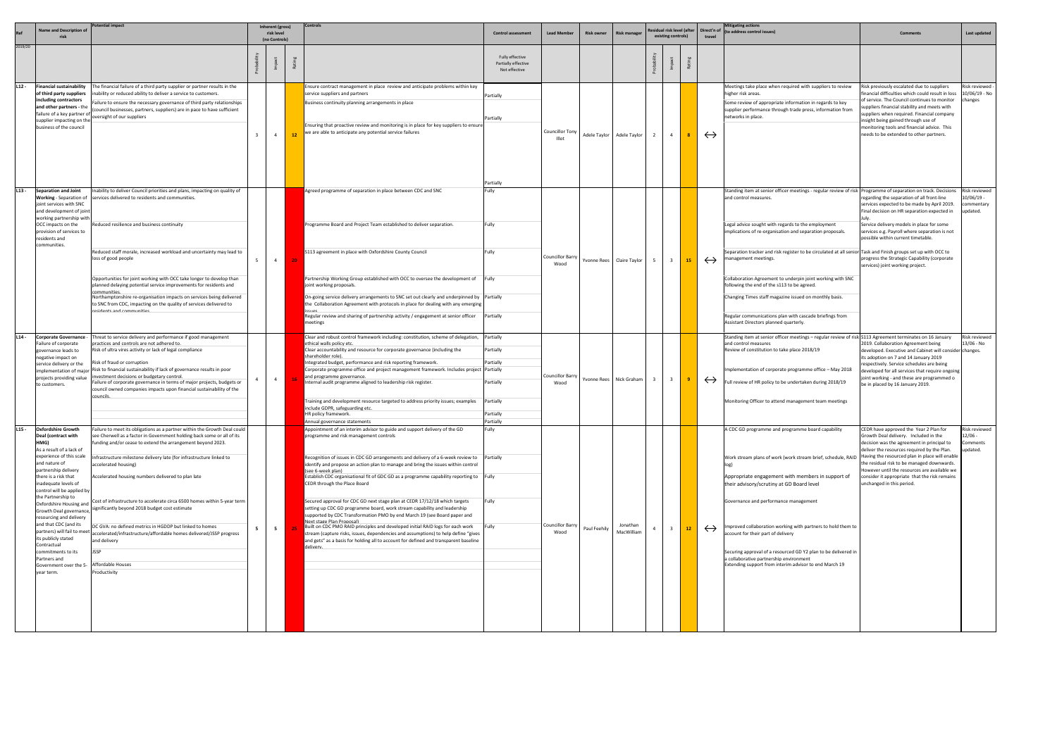| Ref | Name and Description of risk | Potential impact | Inherent (gross) risk level (no Controls) | | | Controls | Control assessment | Lead Member | Risk owner | Risk manager | Residual risk level (after existing controls) | | | Direct'n of travel | Mitigating actions (to address control issues) | Comments | Last updated |
|---|---|---|---|---|---|---|---|---|---|---|---|---|---|---|---|---|---|
| 2019/20 | | | Probability | Impact | Rating | | Fully effective Partially effective Not effective | | | | Probability | Impact | Rating | | | | |
| L12 - | **Financial sustainability of third party suppliers including contractors and other partners** - the failure of a key partner or supplier impacting on the business of the council | The financial failure of a third party supplier or partner results in the inability or reduced ability to deliver a service to customers.<br>Failure to ensure the necessary governance of third party relationships (council businesses, partners, suppliers) are in pace to have sufficient oversight of our suppliers | 3 | 4 | 12 | Ensure contract management in place review and anticipate problems within key service suppliers and partners<br>Business continuity planning arrangements in place<br>Ensuring that proactive review and monitoring is in place for key suppliers to ensure we are able to anticipate any potential service failures | Partially<br>Partially<br>Partially | Councillor Tony Illot | Adele Taylor | Adele Taylor | 2 | 4 | 8 | ↔ | Meetings take place when required with suppliers to review higher risk areas.<br>Some review of appropriate information in regards to key supplier performance through trade press, information from networks in place. | Risk previously escalated due to suppliers financial difficulties which could result in loss of service. The Council continues to monitor suppliers financial stability and meets with suppliers when required. Financial company insight being gained through use of monitoring tools and financial advice. This needs to be extended to other partners. | Risk reviewed - 10/06/19 - No changes |
| L13 - | **Separation and Joint Working** - Separation of joint services with SNC and development of joint working partnership with OCC impacts on the provision of services to residents and communities. | Inability to deliver Council priorities and plans, impacting on quality of services delivered to residents and communities.<br>Reduced resilience and business continuity<br>Reduced staff morale, increased workload and uncertainty may lead to loss of good people<br>Opportunities for joint working with OCC take longer to develop than planned delaying potential service improvements for residents and communities.<br>Northamptonshire re-organisation impacts on services being delivered to SNC from CDC, impacting on the quality of services delivered to residents and communities | 5 | 4 | 20 | Agreed programme of separation in place between CDC and SNC<br>Programme Board and Project Team established to deliver separation.<br>S113 agreement in place with Oxfordshire County Council<br>Partnership Working Group established with OCC to oversee the development of joint working proposals.<br>On-going service delivery arrangements to SNC set out clearly and underpinned by the Collaboration Agreement with protocols in place for dealing with any emerging issues<br>Regular review and sharing of partnership activity / engagement at senior officer meetings | Fully<br>Fully<br>Fully<br>Fully<br>Partially<br>Partially | Councillor Barry Wood | Yvonne Rees | Claire Taylor | 5 | 3 | 15 | ↔ | Standing item at senior officer meetings - regular review of risk and control measures.<br>Legal advice sought with regards to the employment implications of re-organisation and separation proposals.<br>Separation tracker and risk register to be circulated at all senior management meetings.<br>Collaboration Agreement to underpin joint working with SNC following the end of the s113 to be agreed.<br>Changing Times staff magazine issued on monthly basis.<br>Regular communications plan with cascade briefings from Assistant Directors planned quarterly. | Programme of separation on track. Decisions regarding the separation of all front-line services expected to be made by April 2019. Final decision on HR separation expected in July.<br>Service delivery models in place for some services e.g. Payroll where separation is not possible within current timetable.<br>Task and Finish groups set up with OCC to progress the Strategic Capability (corporate services) joint working project. | Risk reviewed 10/06/19 - commentary updated. |
| L14 - | **Corporate Governance** - Failure of corporate governance leads to negative impact on service delivery or the implementation of major projects providing value to customers. | Threat to service delivery and performance if good management practices and controls are not adhered to.<br>Risk of ultra vires activity or lack of legal compliance<br>Risk of fraud or corruption<br>Risk to financial sustainability if lack of governance results in poor investment decisions or budgetary control.<br>Failure of corporate governance in terms of major projects, budgets or council owned companies impacts upon financial sustainability of the councils. | 4 | 4 | 16 | Clear and robust control framework including: constitution, scheme of delegation, ethical walls policy etc.<br>Clear accountability and resource for corporate governance (including the shareholder role).<br>Integrated budget, performance and risk reporting framework.<br>Corporate programme office and project management framework. Includes project and programme governance.<br>Internal audit programme aligned to leadership risk register.<br>Training and development resource targeted to address priority issues; examples include GDPR, safeguarding etc.<br>HR policy framework.<br>Annual governance statements | Partially<br>Partially<br>Partially<br>Partially<br>Partially<br>Partially<br>Partially<br>Partially | Councillor Barry Wood | Yvonne Rees | Nick Graham | 3 | 3 | 9 | ↔ | Standing item at senior officer meetings – regular review of risk and control measures<br>Review of constitution to take place 2018/19<br>Implementation of corporate programme office – May 2018<br>Full review of HR policy to be undertaken during 2018/19<br>Monitoring Officer to attend management team meetings | S113 Agreement terminates on 16 January 2019. Collaboration Agreement being developed. Executive and Cabinet will consider its adoption on 7 and 14 January 2019 respectively. Service schedules are being developed for all services that require ongoing joint working - and these are programmed o be in placed by 16 January 2019. | Risk reviewed 13/06 - No changes. |
| L15 - | **Oxfordshire Growth Deal (contract with HMG)**<br>As a result of a lack of experience of this scale and nature of partnership delivery there is a risk that inadequate levels of control will be applied by the Partnership to Oxfordshire Housing and Growth Deal governance, resourcing and delivery and that CDC (and its partners) will fail to meet its publicly stated Contractual commitments to its Partners and Government over the 5-year term. | Failure to meet its obligations as a partner within the Growth Deal could see Cherwell as a factor in Government holding back some or all of its funding and/or cease to extend the arrangement beyond 2023.<br>Infrastructure milestone delivery late (for infrastructure linked to accelerated housing)<br>Accelerated housing numbers delivered to plan late<br>Cost of infrastructure to accelerate circa 6500 homes within 5-year term significantly beyond 2018 budget cost estimate<br>OC GVA: no defined metrics in HGDDP but linked to homes accelerated/infrastructure/affordable homes delivered/JSSP progress and delivery<br>JSSP<br>Affordable Houses<br>Productivity | 5 | 5 | 25 | Appointment of an interim advisor to guide and support delivery of the GD programme and risk management controls<br>Recognition of issues in CDC GD arrangements and delivery of a 6-week review to identify and propose an action plan to manage and bring the issues within control (see 6-week plan)<br>Establish CDC organisational fit of CDC GD as a programme capability reporting to CEDR through the Place Board<br>Secured approval for CDC GD next stage plan at CEDR 17/12/18 which targets setting up CDC GD programme board, work stream capability and leadership supported by CDC Transformation PMO by end March 19 (see Board paper and Next stage Plan Proposal)<br>Built on CDC PMO RAID principles and developed initial RAID logs for each work stream (capture risks, issues, dependencies and assumptions) to help define "gives and gets" as a basis for holding all to account for defined and transparent baseline delivery. | Fully<br>Partially<br>Fully<br>Fully<br>Fully | Councillor Barry Wood | Paul Feehily | Jonathan MacWilliam | 4 | 3 | 12 | ↔ | A CDC GD programme and programme board capability<br>Work stream plans of work (work stream brief, schedule, RAID log)<br>Appropriate engagement with members in support of their advisory/scrutiny at GD Board level<br>Governance and performance management<br>Improved collaboration working with partners to hold them to account for their part of delivery<br>Securing approval of a resourced GD Y2 plan to be delivered in a collaborative partnership environment<br>Extending support from interim advisor to end March 19 | CEDR have approved the Year 2 Plan for Growth Deal delivery. Included in the decision was the agreement in principal to deliver the resources required by the Plan. Having the resourced plan in place will enable the residual risk to be managed downwards. However until the resources are available we consider it appropriate that the risk remains unchanged in this period. | Risk reviewed 12/06 - Comments updated. |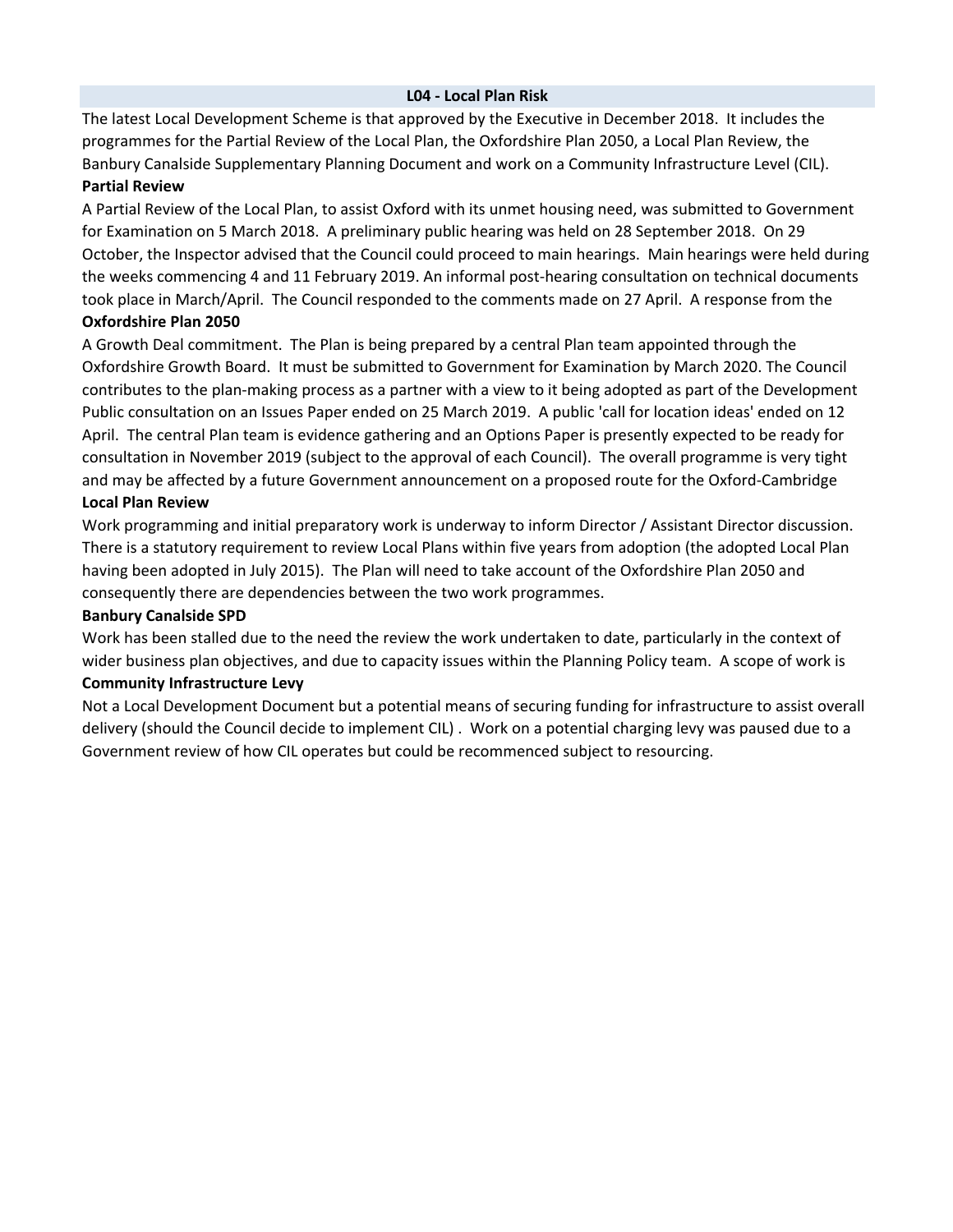**L04 - Local Plan Risk**

The latest Local Development Scheme is that approved by the Executive in December 2018. It includes the programmes for the Partial Review of the Local Plan, the Oxfordshire Plan 2050, a Local Plan Review, the Banbury Canalside Supplementary Planning Document and work on a Community Infrastructure Level (CIL).

**Partial Review**

A Partial Review of the Local Plan, to assist Oxford with its unmet housing need, was submitted to Government for Examination on 5 March 2018. A preliminary public hearing was held on 28 September 2018. On 29 October, the Inspector advised that the Council could proceed to main hearings. Main hearings were held during the weeks commencing 4 and 11 February 2019. An informal post-hearing consultation on technical documents took place in March/April. The Council responded to the comments made on 27 April. A response from the

**Oxfordshire Plan 2050**

A Growth Deal commitment. The Plan is being prepared by a central Plan team appointed through the Oxfordshire Growth Board. It must be submitted to Government for Examination by March 2020. The Council contributes to the plan-making process as a partner with a view to it being adopted as part of the Development Public consultation on an Issues Paper ended on 25 March 2019. A public 'call for location ideas' ended on 12 April. The central Plan team is evidence gathering and an Options Paper is presently expected to be ready for consultation in November 2019 (subject to the approval of each Council). The overall programme is very tight and may be affected by a future Government announcement on a proposed route for the Oxford-Cambridge

**Local Plan Review**

Work programming and initial preparatory work is underway to inform Director / Assistant Director discussion. There is a statutory requirement to review Local Plans within five years from adoption (the adopted Local Plan having been adopted in July 2015). The Plan will need to take account of the Oxfordshire Plan 2050 and consequently there are dependencies between the two work programmes.

**Banbury Canalside SPD**

Work has been stalled due to the need the review the work undertaken to date, particularly in the context of wider business plan objectives, and due to capacity issues within the Planning Policy team. A scope of work is

**Community Infrastructure Levy**

Not a Local Development Document but a potential means of securing funding for infrastructure to assist overall delivery (should the Council decide to implement CIL) . Work on a potential charging levy was paused due to a Government review of how CIL operates but could be recommenced subject to resourcing.